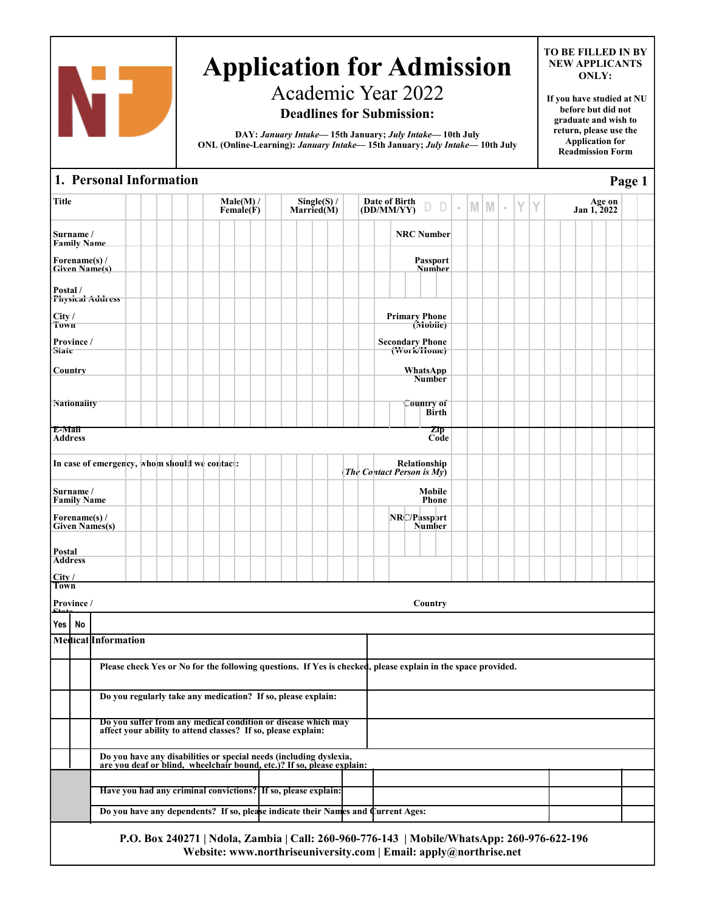# Application for Admission

## Academic Year 2022

**Deadlines for Submission:**

**DAY:** ***January Intake*** **— 15th January;** ***July Intake*** **— 10th July**
**ONL (Online-Learning):** ***January Intake*** **— 15th January;** ***July Intake*** **— 10th July**

**TO BE FILLED IN BY NEW APPLICANTS ONLY:**

**If you have studied at NU before but did not graduate and wish to return, please use the Application for Readmission Form**

## 1. Personal Information

| Title | | Male(M) / Female(F) | | Single(S) / Married(M) | | Date of Birth (DD/MM/YY) | D D - M M - Y Y | Age on Jan 1, 2022 | |
|---|---|---|---|---|---|---|---|---|---|

| | | | |
|---|---|---|---|
| Surname / Family Name | | NRC Number | |
| Forename(s) / Given Name(s) | | Passport Number | |
| Postal / Physical Address | | | |
| City / Town | | Primary Phone (Mobile) | |
| Province / State | | Secondary Phone (Work/Home) | |
| Country | | WhatsApp Number | |
| Nationality | | Country of Birth | |
| E-Mail Address | | Zip Code | |
| In case of emergency, whom should we contact: | | Relationship (*The Contact Person is My*) | |
| Surname / Family Name | | Mobile Phone | |
| Forename(s) / Given Names(s) | | NRC/Passport Number | |
| Postal Address | | | |
| City / Town | | | |
| Province / State | | Country | |

| Yes | No | Medical Information |
|---|---|---|
| | | Please check Yes or No for the following questions. If Yes is checked, please explain in the space provided. |
| | | Do you regularly take any medication? If so, please explain: |
| | | Do you suffer from any medical condition or disease which may affect your ability to attend classes? If so, please explain: |
| | | Do you have any disabilities or special needs (including dyslexia, are you deaf or blind, wheelchair bound, etc.)? If so, please explain: |
| | | Have you had any criminal convictions? If so, please explain: |
| | | Do you have any dependents? If so, please indicate their Names and Current Ages: |

**P.O. Box 240271 | Ndola, Zambia | Call: 260-960-776-143 | Mobile/WhatsApp: 260-976-622-196**
**Website: www.northriseuniversity.com | Email: apply@northrise.net**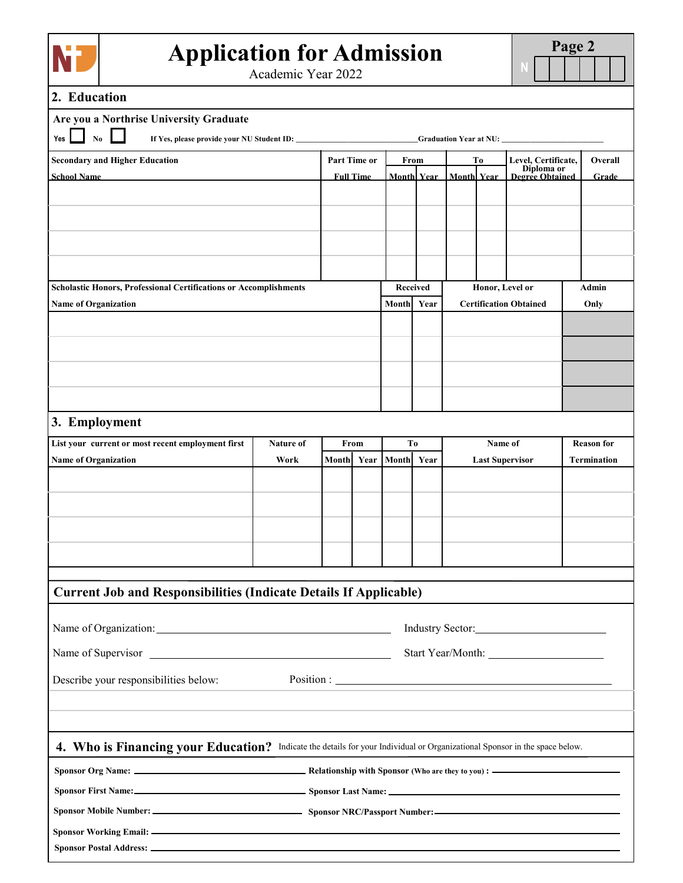# Application for Admission

Academic Year 2022

Page 2

N

## 2. Education

**Are you a Northrise University Graduate**

Yes ☐ No ☐ **If Yes, please provide your NU Student ID:** ____________________ **Graduation Year at NU:** ____________________

| Secondary and Higher Education School Name | Part Time or Full Time | From | | To | | Level, Certificate, Diploma or Degree Obtained | Overall Grade |
|---|---|---|---|---|---|---|---|
| | | Month | Year | Month | Year | | |
| | | | | | | | |
| | | | | | | | |
| | | | | | | | |
| | | | | | | | |

| Scholastic Honors, Professional Certifications or Accomplishments Name of Organization | Received | | Honor, Level or Certification Obtained | Admin Only |
|---|---|---|---|---|
| | Month | Year | | |
| | | | | |
| | | | | |
| | | | | |
| | | | | |

## 3. Employment

| List your current or most recent employment first Name of Organization | Nature of Work | From | | To | | Name of Last Supervisor | Reason for Termination |
|---|---|---|---|---|---|---|---|
| | | Month | Year | Month | Year | | |
| | | | | | | | |
| | | | | | | | |
| | | | | | | | |
| | | | | | | | |

### Current Job and Responsibilities (Indicate Details If Applicable)

Name of Organization: ____________________ Industry Sector: ____________________

Name of Supervisor ____________________ Start Year/Month: ____________________

Describe your responsibilities below: Position : ____________________

## 4. Who is Financing your Education?

Indicate the details for your Individual or Organizational Sponsor in the space below.

**Sponsor Org Name:** ____________________ **Relationship with Sponsor** (Who are they to you) **:** ____________________

**Sponsor First Name:** ____________________ **Sponsor Last Name:** ____________________

**Sponsor Mobile Number:** ____________________ **Sponsor NRC/Passport Number:** ____________________

**Sponsor Working Email:** ____________________

**Sponsor Postal Address:** ____________________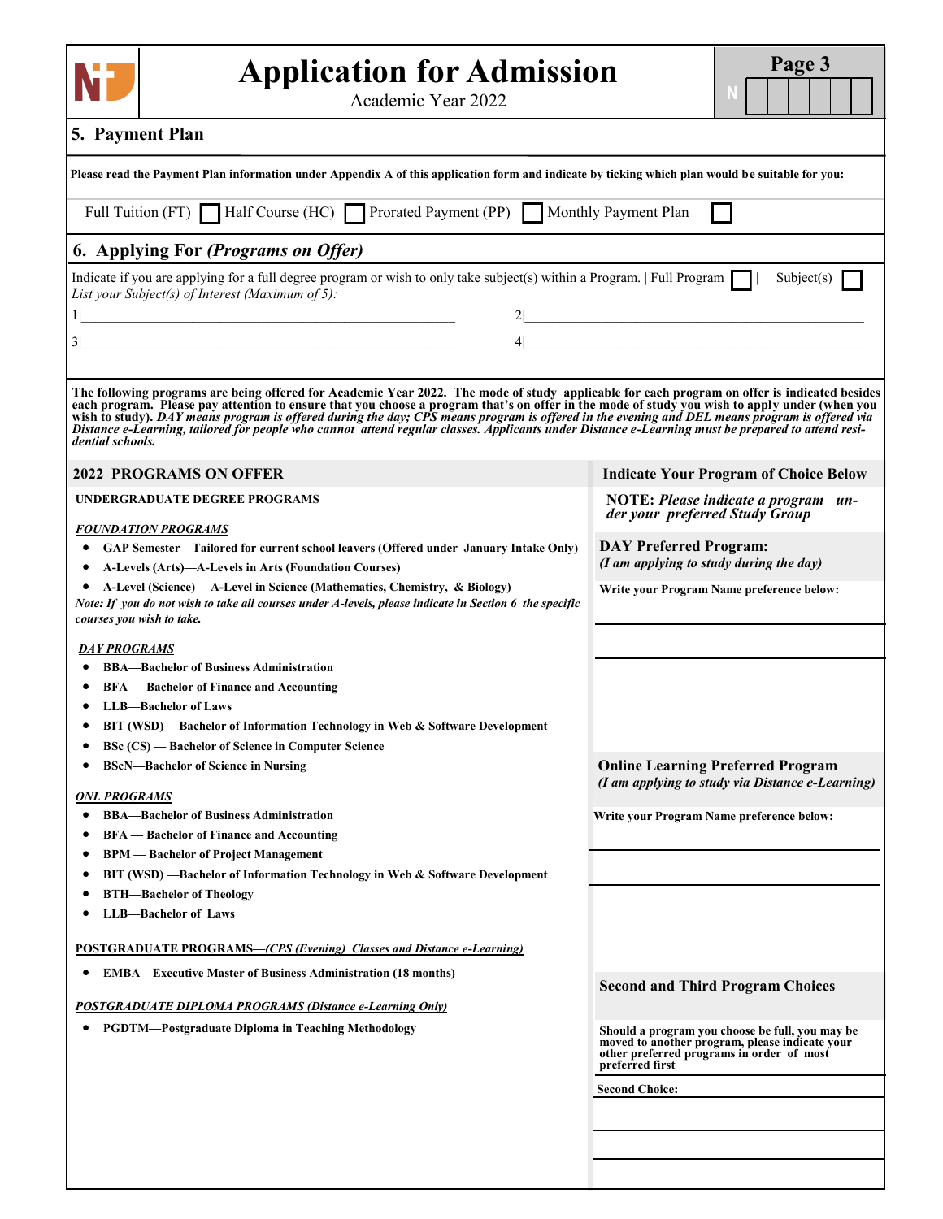# Application for Admission

Academic Year 2022

## 5. Payment Plan

**Please read the Payment Plan information under Appendix A of this application form and indicate by ticking which plan would be suitable for you:**

Full Tuition (FT) ☐ Half Course (HC) ☐ Prorated Payment (PP) ☐ Monthly Payment Plan ☐

## 6. Applying For *(Programs on Offer)*

Indicate if you are applying for a full degree program or wish to only take subject(s) within a Program. | Full Program ☐ | Subject(s) ☐

*List your Subject(s) of Interest (Maximum of 5):*

1|______________________ 2|______________________

3|______________________ 4|______________________

**The following programs are being offered for Academic Year 2022. The mode of study applicable for each program on offer is indicated besides each program. Please pay attention to ensure that you choose a program that's on offer in the mode of study you wish to apply under (when you wish to study).** ***DAY means program is offered during the day; CPS means program is offered in the evening and DEL means program is offered via Distance e-Learning, tailored for people who cannot attend regular classes. Applicants under Distance e-Learning must be prepared to attend residential schools.***

### 2022 PROGRAMS ON OFFER

**UNDERGRADUATE DEGREE PROGRAMS**

***FOUNDATION PROGRAMS***

- **GAP Semester—Tailored for current school leavers (Offered under January Intake Only)**
- **A-Levels (Arts)—A-Levels in Arts (Foundation Courses)**
- **A-Level (Science)— A-Level in Science (Mathematics, Chemistry, & Biology)**

***Note: If you do not wish to take all courses under A-levels, please indicate in Section 6 the specific courses you wish to take.***

***DAY PROGRAMS***

- **BBA—Bachelor of Business Administration**
- **BFA — Bachelor of Finance and Accounting**
- **LLB—Bachelor of Laws**
- **BIT (WSD) —Bachelor of Information Technology in Web & Software Development**
- **BSc (CS) — Bachelor of Science in Computer Science**
- **BScN—Bachelor of Science in Nursing**

***ONL PROGRAMS***

- **BBA—Bachelor of Business Administration**
- **BFA — Bachelor of Finance and Accounting**
- **BPM — Bachelor of Project Management**
- **BIT (WSD) —Bachelor of Information Technology in Web & Software Development**
- **BTH—Bachelor of Theology**
- **LLB—Bachelor of Laws**

**POSTGRADUATE PROGRAMS—*(CPS (Evening) Classes and Distance e-Learning)***

- **EMBA—Executive Master of Business Administration (18 months)**

***POSTGRADUATE DIPLOMA PROGRAMS (Distance e-Learning Only)***

- **PGDTM—Postgraduate Diploma in Teaching Methodology**

### Indicate Your Program of Choice Below

**NOTE:** ***Please indicate a program under your preferred Study Group***

**DAY Preferred Program:**

***(I am applying to study during the day)***

**Write your Program Name preference below:**

______________________

______________________

**Online Learning Preferred Program**

***(I am applying to study via Distance e-Learning)***

**Write your Program Name preference below:**

______________________

______________________

**Second and Third Program Choices**

**Should a program you choose be full, you may be moved to another program, please indicate your other preferred programs in order of most preferred first**

**Second Choice:**

______________________

______________________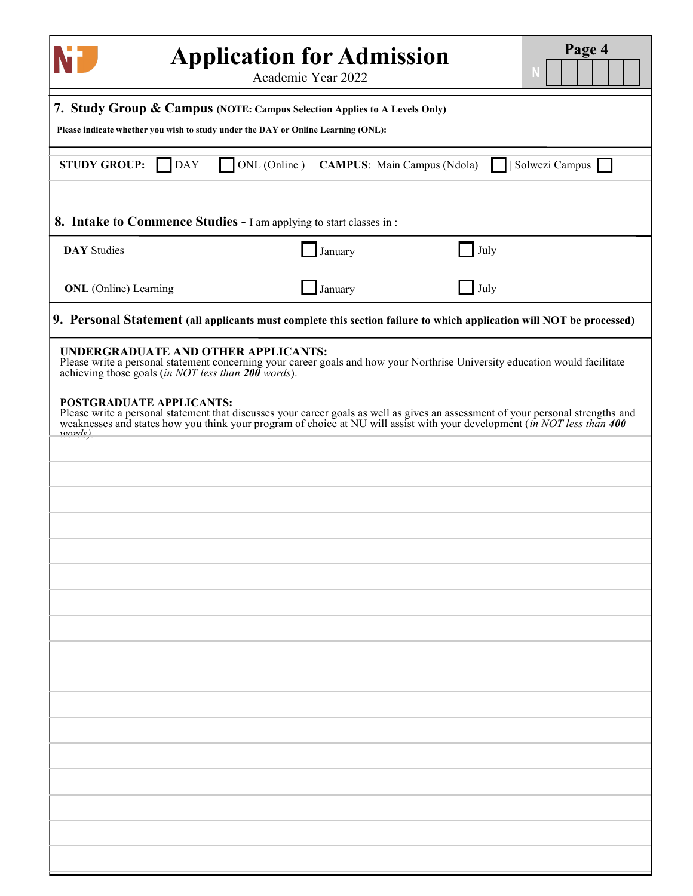# Application for Admission

Academic Year 2022

N

## 7. Study Group & Campus (NOTE: Campus Selection Applies to A Levels Only)

**Please indicate whether you wish to study under the DAY or Online Learning (ONL):**

**STUDY GROUP:** ☐ DAY ☐ ONL (Online ) **CAMPUS**: Main Campus (Ndola) ☐ | Solwezi Campus ☐

## 8. Intake to Commence Studies - I am applying to start classes in :

| | | |
|---|---|---|
| **DAY** Studies | ☐ January | ☐ July |
| **ONL** (Online) Learning | ☐ January | ☐ July |

## 9. Personal Statement (all applicants must complete this section failure to which application will NOT be processed)

**UNDERGRADUATE AND OTHER APPLICANTS:**
Please write a personal statement concerning your career goals and how your Northrise University education would facilitate achieving those goals (*in NOT less than* ***200*** *words*).

**POSTGRADUATE APPLICANTS:**
Please write a personal statement that discusses your career goals as well as gives an assessment of your personal strengths and weaknesses and states how you think your program of choice at NU will assist with your development (*in NOT less than* ***400*** *words).*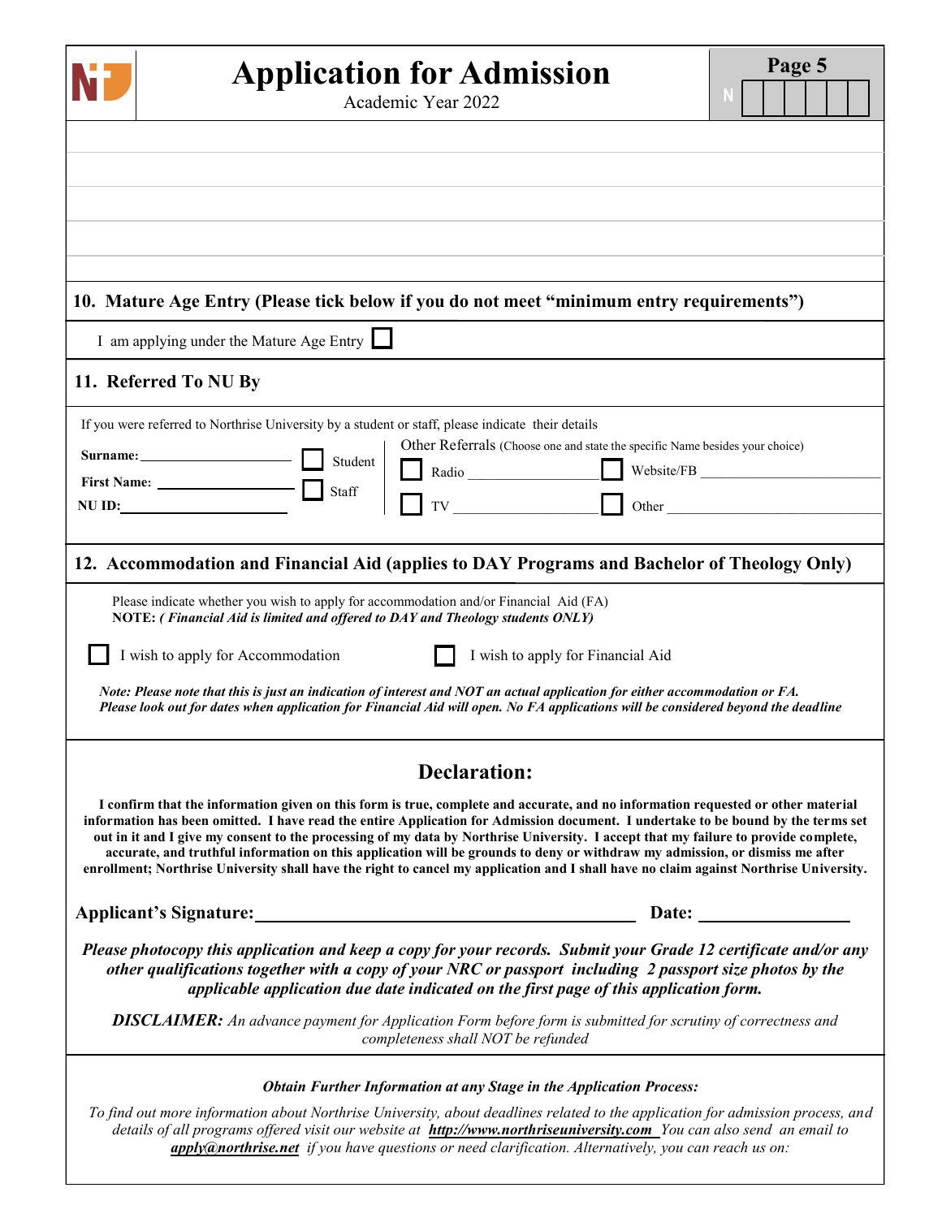# Application for Admission

Academic Year 2022

## 10. Mature Age Entry (Please tick below if you do not meet "minimum entry requirements")

I am applying under the Mature Age Entry ☐

## 11. Referred To NU By

If you were referred to Northrise University by a student or staff, please indicate their details

**Surname:** ____________________ ☐ Student

**First Name:** ____________________ ☐ Staff

**NU ID:** ____________________

Other Referrals (Choose one and state the specific Name besides your choice)

☐ Radio ____________________ ☐ Website/FB ____________________

☐ TV ____________________ ☐ Other ____________________

## 12. Accommodation and Financial Aid (applies to DAY Programs and Bachelor of Theology Only)

Please indicate whether you wish to apply for accommodation and/or Financial Aid (FA)

**NOTE:** ***( Financial Aid is limited and offered to DAY and Theology students ONLY)***

☐ I wish to apply for Accommodation ☐ I wish to apply for Financial Aid

***Note: Please note that this is just an indication of interest and NOT an actual application for either accommodation or FA. Please look out for dates when application for Financial Aid will open. No FA applications will be considered beyond the deadline***

## Declaration:

**I confirm that the information given on this form is true, complete and accurate, and no information requested or other material information has been omitted. I have read the entire Application for Admission document. I undertake to be bound by the terms set out in it and I give my consent to the processing of my data by Northrise University. I accept that my failure to provide complete, accurate, and truthful information on this application will be grounds to deny or withdraw my admission, or dismiss me after enrollment; Northrise University shall have the right to cancel my application and I shall have no claim against Northrise University.**

**Applicant's Signature:** ________________________________________ **Date:** ________________

***Please photocopy this application and keep a copy for your records. Submit your Grade 12 certificate and/or any other qualifications together with a copy of your NRC or passport including 2 passport size photos by the applicable application due date indicated on the first page of this application form.***

***DISCLAIMER:*** *An advance payment for Application Form before form is submitted for scrutiny of correctness and completeness shall NOT be refunded*

***Obtain Further Information at any Stage in the Application Process:***

*To find out more information about Northrise University, about deadlines related to the application for admission process, and details of all programs offered visit our website at* ***http://www.northriseuniversity.com*** *You can also send an email to* ***apply@northrise.net*** *if you have questions or need clarification. Alternatively, you can reach us on:*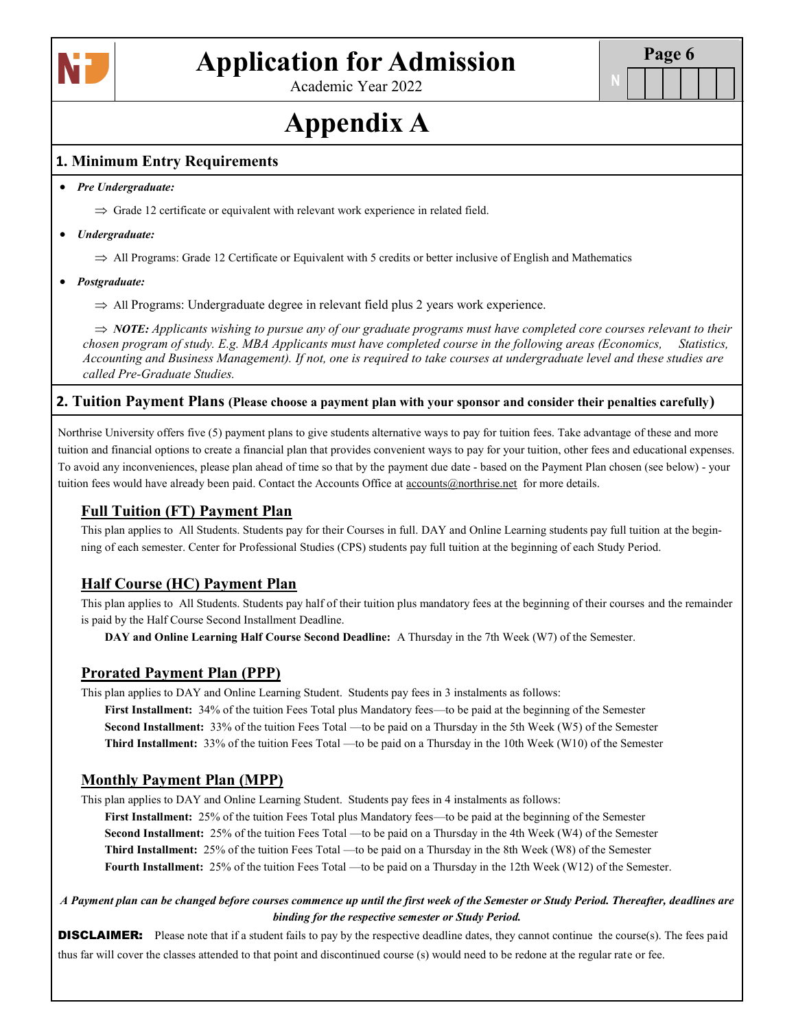# Application for Admission

Academic Year 2022

# Appendix A

## 1. Minimum Entry Requirements

- ***Pre Undergraduate:***
  - ⇒ Grade 12 certificate or equivalent with relevant work experience in related field.
- ***Undergraduate:***
  - ⇒ All Programs: Grade 12 Certificate or Equivalent with 5 credits or better inclusive of English and Mathematics
- ***Postgraduate:***
  - ⇒ All Programs: Undergraduate degree in relevant field plus 2 years work experience.
  - ⇒ ***NOTE:*** *Applicants wishing to pursue any of our graduate programs must have completed core courses relevant to their chosen program of study. E.g. MBA Applicants must have completed course in the following areas (Economics, Statistics, Accounting and Business Management). If not, one is required to take courses at undergraduate level and these studies are called Pre-Graduate Studies.*

## 2. Tuition Payment Plans (Please choose a payment plan with your sponsor and consider their penalties carefully)

Northrise University offers five (5) payment plans to give students alternative ways to pay for tuition fees. Take advantage of these and more tuition and financial options to create a financial plan that provides convenient ways to pay for your tuition, other fees and educational expenses. To avoid any inconveniences, please plan ahead of time so that by the payment due date - based on the Payment Plan chosen (see below) - your tuition fees would have already been paid. Contact the Accounts Office at accounts@northrise.net for more details.

### Full Tuition (FT) Payment Plan

This plan applies to All Students. Students pay for their Courses in full. DAY and Online Learning students pay full tuition at the beginning of each semester. Center for Professional Studies (CPS) students pay full tuition at the beginning of each Study Period.

### Half Course (HC) Payment Plan

This plan applies to All Students. Students pay half of their tuition plus mandatory fees at the beginning of their courses and the remainder is paid by the Half Course Second Installment Deadline.

**DAY and Online Learning Half Course Second Deadline:** A Thursday in the 7th Week (W7) of the Semester.

### Prorated Payment Plan (PPP)

This plan applies to DAY and Online Learning Student. Students pay fees in 3 instalments as follows:

**First Installment:** 34% of the tuition Fees Total plus Mandatory fees—to be paid at the beginning of the Semester
**Second Installment:** 33% of the tuition Fees Total —to be paid on a Thursday in the 5th Week (W5) of the Semester
**Third Installment:** 33% of the tuition Fees Total —to be paid on a Thursday in the 10th Week (W10) of the Semester

### Monthly Payment Plan (MPP)

This plan applies to DAY and Online Learning Student. Students pay fees in 4 instalments as follows:

**First Installment:** 25% of the tuition Fees Total plus Mandatory fees—to be paid at the beginning of the Semester
**Second Installment:** 25% of the tuition Fees Total —to be paid on a Thursday in the 4th Week (W4) of the Semester
**Third Installment:** 25% of the tuition Fees Total —to be paid on a Thursday in the 8th Week (W8) of the Semester
**Fourth Installment:** 25% of the tuition Fees Total —to be paid on a Thursday in the 12th Week (W12) of the Semester.

***A Payment plan can be changed before courses commence up until the first week of the Semester or Study Period. Thereafter, deadlines are binding for the respective semester or Study Period.***

**DISCLAIMER:** Please note that if a student fails to pay by the respective deadline dates, they cannot continue the course(s). The fees paid thus far will cover the classes attended to that point and discontinued course (s) would need to be redone at the regular rate or fee.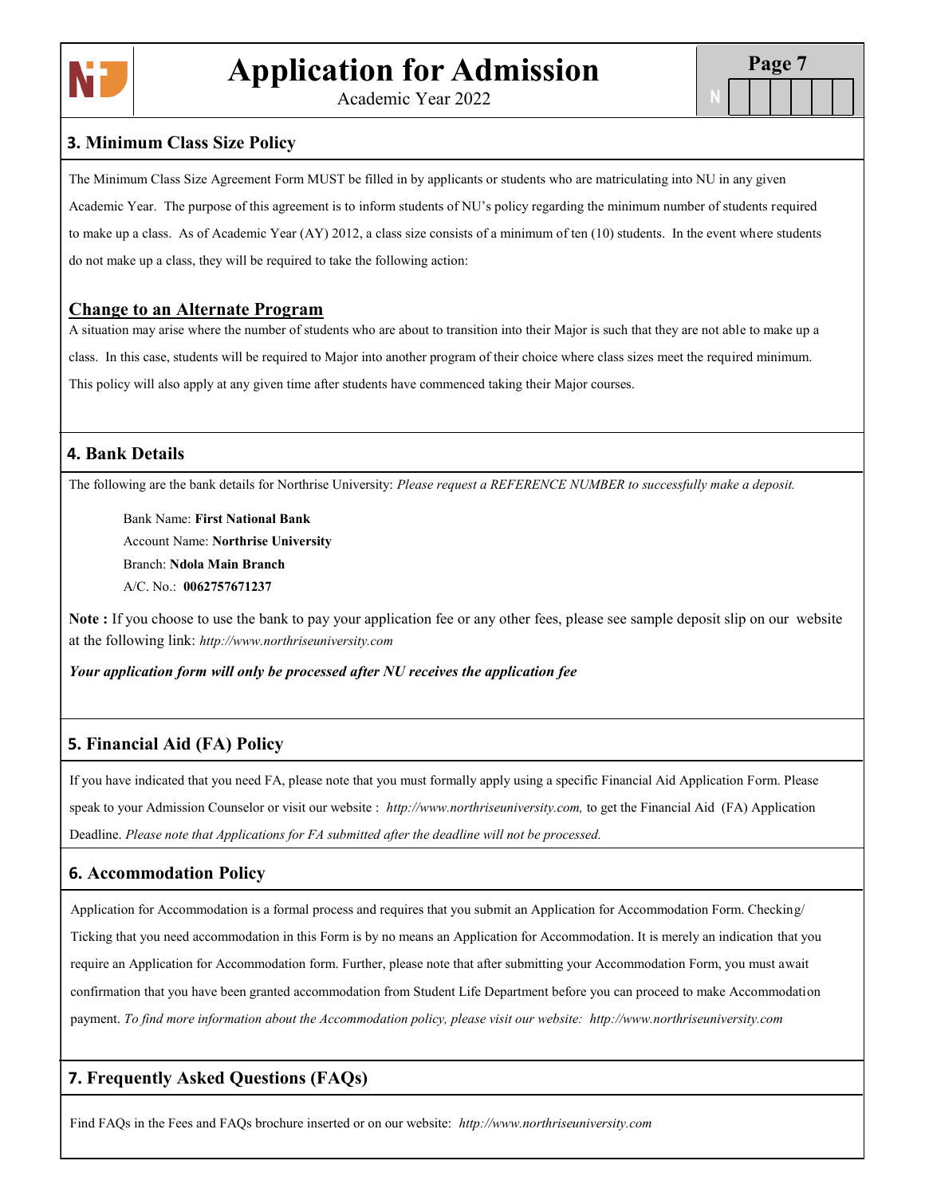## 3. Minimum Class Size Policy

The Minimum Class Size Agreement Form MUST be filled in by applicants or students who are matriculating into NU in any given Academic Year. The purpose of this agreement is to inform students of NU's policy regarding the minimum number of students required to make up a class. As of Academic Year (AY) 2012, a class size consists of a minimum of ten (10) students. In the event where students do not make up a class, they will be required to take the following action:

### Change to an Alternate Program

A situation may arise where the number of students who are about to transition into their Major is such that they are not able to make up a class. In this case, students will be required to Major into another program of their choice where class sizes meet the required minimum. This policy will also apply at any given time after students have commenced taking their Major courses.

## 4. Bank Details

The following are the bank details for Northrise University: *Please request a REFERENCE NUMBER to successfully make a deposit.*

Bank Name: **First National Bank**
Account Name: **Northrise University**
Branch: **Ndola Main Branch**
A/C. No.: **0062757671237**

**Note :** If you choose to use the bank to pay your application fee or any other fees, please see sample deposit slip on our website at the following link: *http://www.northriseuniversity.com*

***Your application form will only be processed after NU receives the application fee***

## 5. Financial Aid (FA) Policy

If you have indicated that you need FA, please note that you must formally apply using a specific Financial Aid Application Form. Please speak to your Admission Counselor or visit our website : *http://www.northriseuniversity.com,* to get the Financial Aid (FA) Application Deadline. *Please note that Applications for FA submitted after the deadline will not be processed.*

## 6. Accommodation Policy

Application for Accommodation is a formal process and requires that you submit an Application for Accommodation Form. Checking/ Ticking that you need accommodation in this Form is by no means an Application for Accommodation. It is merely an indication that you require an Application for Accommodation form. Further, please note that after submitting your Accommodation Form, you must await confirmation that you have been granted accommodation from Student Life Department before you can proceed to make Accommodation payment. *To find more information about the Accommodation policy, please visit our website: http://www.northriseuniversity.com*

## 7. Frequently Asked Questions (FAQs)

Find FAQs in the Fees and FAQs brochure inserted or on our website: *http://www.northriseuniversity.com*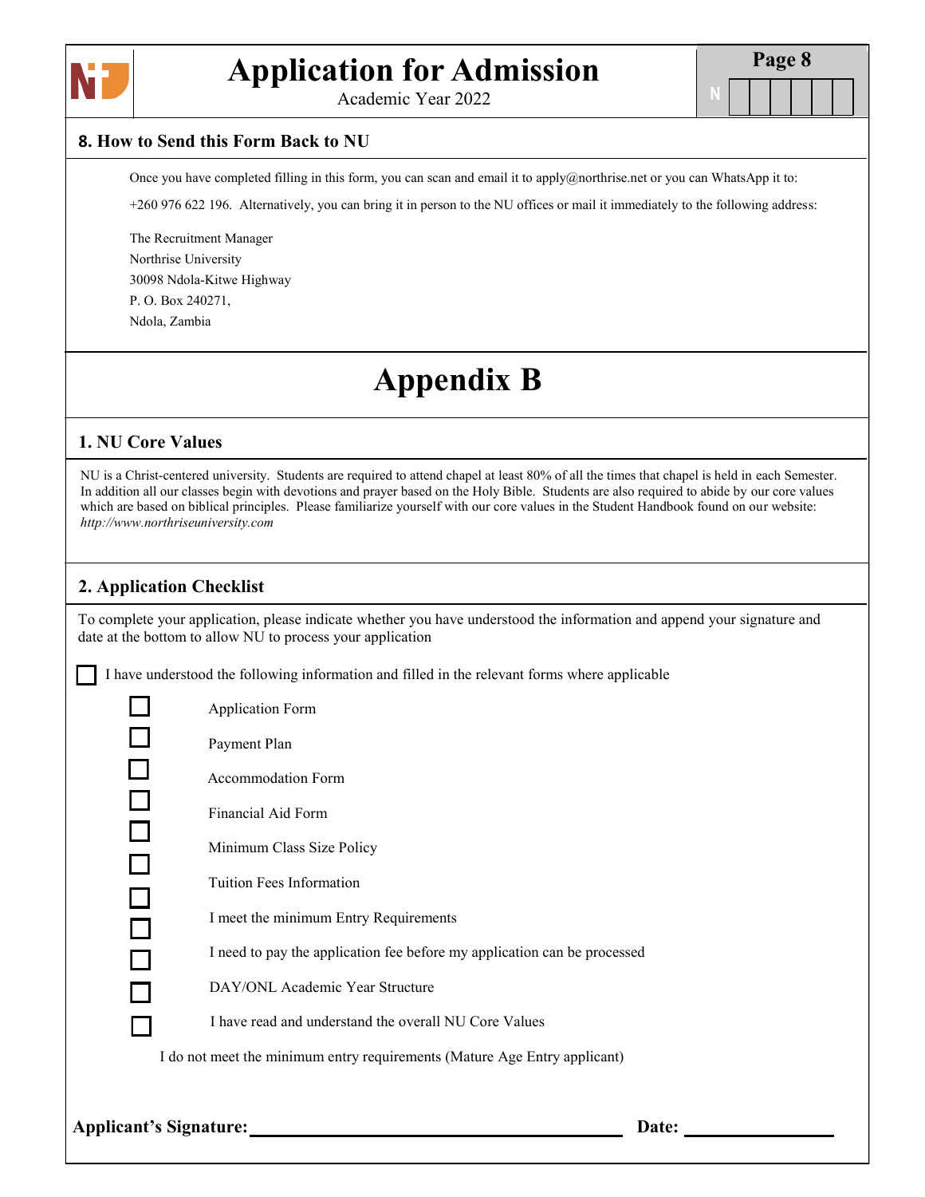## 8. How to Send this Form Back to NU

Once you have completed filling in this form, you can scan and email it to apply@northrise.net or you can WhatsApp it to:

+260 976 622 196. Alternatively, you can bring it in person to the NU offices or mail it immediately to the following address:

The Recruitment Manager
Northrise University
30098 Ndola-Kitwe Highway
P. O. Box 240271,
Ndola, Zambia

# Appendix B

## 1. NU Core Values

NU is a Christ-centered university. Students are required to attend chapel at least 80% of all the times that chapel is held in each Semester. In addition all our classes begin with devotions and prayer based on the Holy Bible. Students are also required to abide by our core values which are based on biblical principles. Please familiarize yourself with our core values in the Student Handbook found on our website: *http://www.northriseuniversity.com*

## 2. Application Checklist

To complete your application, please indicate whether you have understood the information and append your signature and date at the bottom to allow NU to process your application

☐ I have understood the following information and filled in the relevant forms where applicable

- ☐ Application Form
- ☐ Payment Plan
- ☐ Accommodation Form
- ☐ Financial Aid Form
- ☐ Minimum Class Size Policy
- ☐ Tuition Fees Information
- ☐ I meet the minimum Entry Requirements
- ☐ I need to pay the application fee before my application can be processed
- ☐ DAY/ONL Academic Year Structure
- ☐ I have read and understand the overall NU Core Values

I do not meet the minimum entry requirements (Mature Age Entry applicant)

**Applicant's Signature:** ______________________________ **Date:** ______________